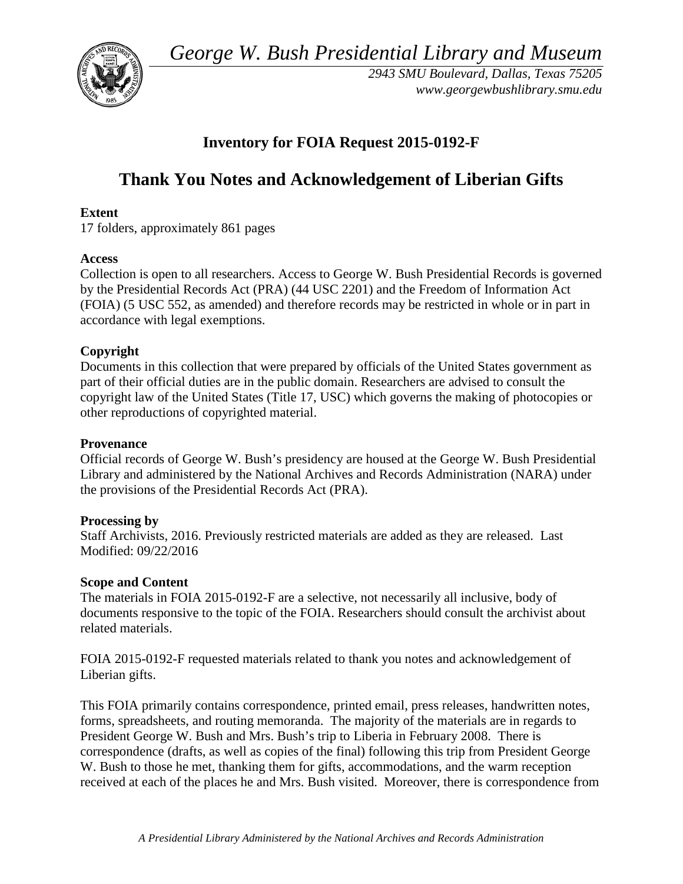*George W. Bush Presidential Library and Museum*

*2943 SMU Boulevard, Dallas, Texas 75205*
*www.georgewbushlibrary.smu.edu*

# Inventory for FOIA Request 2015-0192-F

# Thank You Notes and Acknowledgement of Liberian Gifts

**Extent**
17 folders, approximately 861 pages

**Access**
Collection is open to all researchers. Access to George W. Bush Presidential Records is governed by the Presidential Records Act (PRA) (44 USC 2201) and the Freedom of Information Act (FOIA) (5 USC 552, as amended) and therefore records may be restricted in whole or in part in accordance with legal exemptions.

**Copyright**
Documents in this collection that were prepared by officials of the United States government as part of their official duties are in the public domain. Researchers are advised to consult the copyright law of the United States (Title 17, USC) which governs the making of photocopies or other reproductions of copyrighted material.

**Provenance**
Official records of George W. Bush's presidency are housed at the George W. Bush Presidential Library and administered by the National Archives and Records Administration (NARA) under the provisions of the Presidential Records Act (PRA).

**Processing by**
Staff Archivists, 2016. Previously restricted materials are added as they are released. Last Modified: 09/22/2016

**Scope and Content**
The materials in FOIA 2015-0192-F are a selective, not necessarily all inclusive, body of documents responsive to the topic of the FOIA. Researchers should consult the archivist about related materials.

FOIA 2015-0192-F requested materials related to thank you notes and acknowledgement of Liberian gifts.

This FOIA primarily contains correspondence, printed email, press releases, handwritten notes, forms, spreadsheets, and routing memoranda. The majority of the materials are in regards to President George W. Bush and Mrs. Bush's trip to Liberia in February 2008. There is correspondence (drafts, as well as copies of the final) following this trip from President George W. Bush to those he met, thanking them for gifts, accommodations, and the warm reception received at each of the places he and Mrs. Bush visited. Moreover, there is correspondence from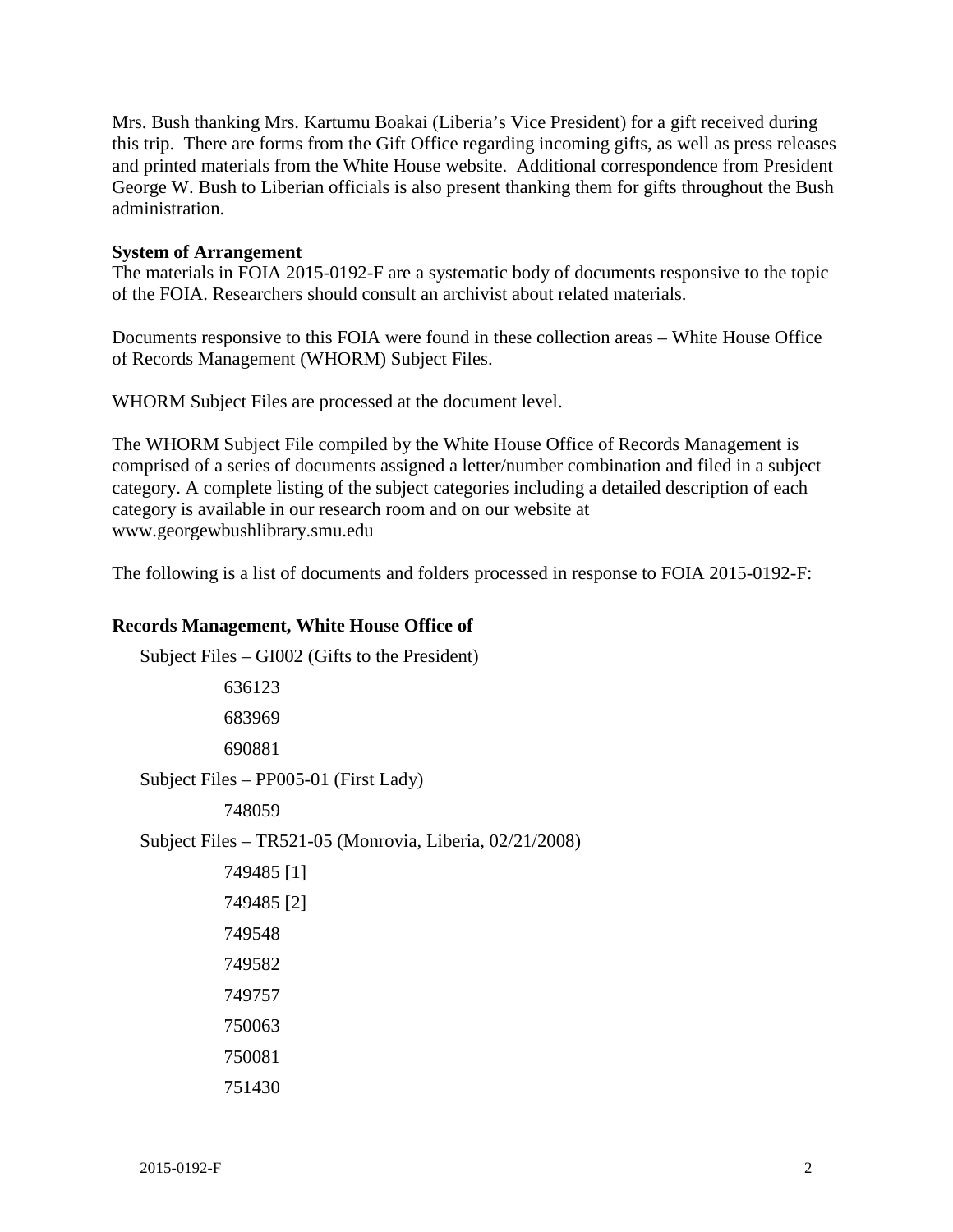Mrs. Bush thanking Mrs. Kartumu Boakai (Liberia's Vice President) for a gift received during this trip. There are forms from the Gift Office regarding incoming gifts, as well as press releases and printed materials from the White House website. Additional correspondence from President George W. Bush to Liberian officials is also present thanking them for gifts throughout the Bush administration.

**System of Arrangement**
The materials in FOIA 2015-0192-F are a systematic body of documents responsive to the topic of the FOIA. Researchers should consult an archivist about related materials.

Documents responsive to this FOIA were found in these collection areas – White House Office of Records Management (WHORM) Subject Files.

WHORM Subject Files are processed at the document level.

The WHORM Subject File compiled by the White House Office of Records Management is comprised of a series of documents assigned a letter/number combination and filed in a subject category. A complete listing of the subject categories including a detailed description of each category is available in our research room and on our website at www.georgewbushlibrary.smu.edu

The following is a list of documents and folders processed in response to FOIA 2015-0192-F:

**Records Management, White House Office of**

Subject Files – GI002 (Gifts to the President)

- 636123
- 683969
- 690881

Subject Files – PP005-01 (First Lady)

- 748059

Subject Files – TR521-05 (Monrovia, Liberia, 02/21/2008)

- 749485 [1]
- 749485 [2]
- 749548
- 749582
- 749757
- 750063
- 750081
- 751430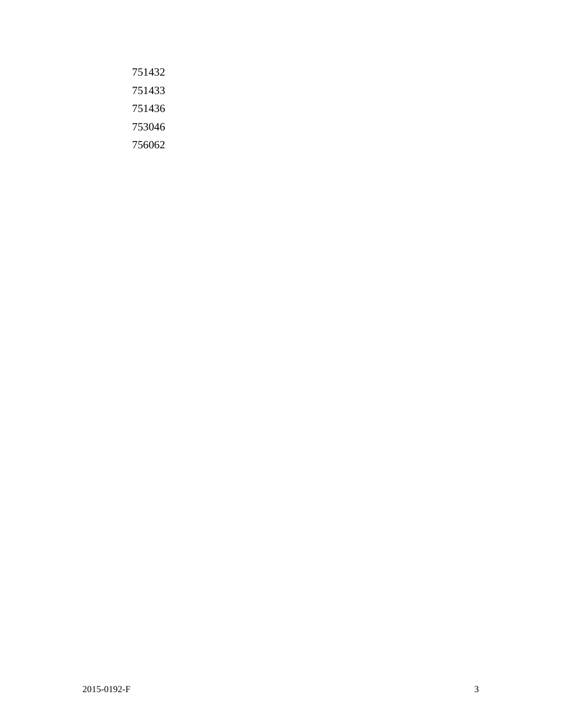751432

751433

751436

753046

756062